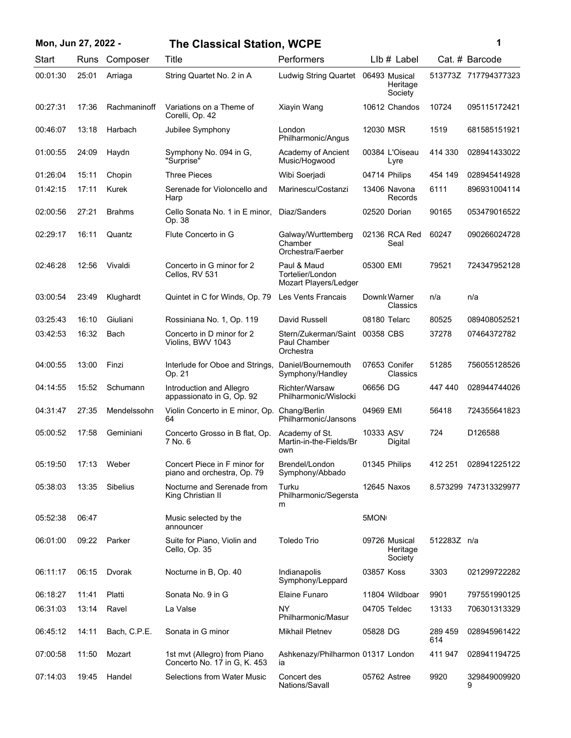# The Classical Station, WCPE

**Mon, Jun 27, 2022 -**

| Start | Runs | Composer | Title | Performers | Llb # | Label | Cat. # | Barcode |
|---|---|---|---|---|---|---|---|---|
| 00:01:30 | 25:01 | Arriaga | String Quartet No. 2 in A | Ludwig String Quartet | 06493 | Musical Heritage Society | 513773Z | 717794377323 |
| 00:27:31 | 17:36 | Rachmaninoff | Variations on a Theme of Corelli, Op. 42 | Xiayin Wang | 10612 | Chandos | 10724 | 095115172421 |
| 00:46:07 | 13:18 | Harbach | Jubilee Symphony | London Philharmonic/Angus | 12030 | MSR | 1519 | 681585151921 |
| 01:00:55 | 24:09 | Haydn | Symphony No. 094 in G, "Surprise" | Academy of Ancient Music/Hogwood | 00384 | L'Oiseau Lyre | 414 330 | 028941433022 |
| 01:26:04 | 15:11 | Chopin | Three Pieces | Wibi Soerjadi | 04714 | Philips | 454 149 | 028945414928 |
| 01:42:15 | 17:11 | Kurek | Serenade for Violoncello and Harp | Marinescu/Costanzi | 13406 | Navona Records | 6111 | 896931004114 |
| 02:00:56 | 27:21 | Brahms | Cello Sonata No. 1 in E minor, Op. 38 | Diaz/Sanders | 02520 | Dorian | 90165 | 053479016522 |
| 02:29:17 | 16:11 | Quantz | Flute Concerto in G | Galway/Wurttemberg Chamber Orchestra/Faerber | 02136 | RCA Red Seal | 60247 | 090266024728 |
| 02:46:28 | 12:56 | Vivaldi | Concerto in G minor for 2 Cellos, RV 531 | Paul & Maud Tortelier/London Mozart Players/Ledger | 05300 | EMI | 79521 | 724347952128 |
| 03:00:54 | 23:49 | Klughardt | Quintet in C for Winds, Op. 79 | Les Vents Francais | Downl | Warner Classics | n/a | n/a |
| 03:25:43 | 16:10 | Giuliani | Rossiniana No. 1, Op. 119 | David Russell | 08180 | Telarc | 80525 | 089408052521 |
| 03:42:53 | 16:32 | Bach | Concerto in D minor for 2 Violins, BWV 1043 | Stern/Zukerman/Saint Paul Chamber Orchestra | 00358 | CBS | 37278 | 07464372782 |
| 04:00:55 | 13:00 | Finzi | Interlude for Oboe and Strings, Op. 21 | Daniel/Bournemouth Symphony/Handley | 07653 | Conifer Classics | 51285 | 756055128526 |
| 04:14:55 | 15:52 | Schumann | Introduction and Allegro appassionato in G, Op. 92 | Richter/Warsaw Philharmonic/Wislocki | 06656 | DG | 447 440 | 028944744026 |
| 04:31:47 | 27:35 | Mendelssohn | Violin Concerto in E minor, Op. 64 | Chang/Berlin Philharmonic/Jansons | 04969 | EMI | 56418 | 724355641823 |
| 05:00:52 | 17:58 | Geminiani | Concerto Grosso in B flat, Op. 7 No. 6 | Academy of St. Martin-in-the-Fields/Brown | 10333 | ASV Digital | 724 | D126588 |
| 05:19:50 | 17:13 | Weber | Concert Piece in F minor for piano and orchestra, Op. 79 | Brendel/London Symphony/Abbado | 01345 | Philips | 412 251 | 028941225122 |
| 05:38:03 | 13:35 | Sibelius | Nocturne and Serenade from King Christian II | Turku Philharmonic/Segerstam | 12645 | Naxos | 8.573299 | 747313329977 |
| 05:52:38 | 06:47 | | Music selected by the announcer | | 5MON | | | |
| 06:01:00 | 09:22 | Parker | Suite for Piano, Violin and Cello, Op. 35 | Toledo Trio | 09726 | Musical Heritage Society | 512283Z | n/a |
| 06:11:17 | 06:15 | Dvorak | Nocturne in B, Op. 40 | Indianapolis Symphony/Leppard | 03857 | Koss | 3303 | 021299722282 |
| 06:18:27 | 11:41 | Platti | Sonata No. 9 in G | Elaine Funaro | 11804 | Wildboar | 9901 | 797551990125 |
| 06:31:03 | 13:14 | Ravel | La Valse | NY Philharmonic/Masur | 04705 | Teldec | 13133 | 706301313329 |
| 06:45:12 | 14:11 | Bach, C.P.E. | Sonata in G minor | Mikhail Pletnev | 05828 | DG | 289 459 614 | 028945961422 |
| 07:00:58 | 11:50 | Mozart | 1st mvt (Allegro) from Piano Concerto No. 17 in G, K. 453 | Ashkenazy/Philharmonia | 01317 | London | 411 947 | 028941194725 |
| 07:14:03 | 19:45 | Handel | Selections from Water Music | Concert des Nations/Savall | 05762 | Astree | 9920 | 3298490099209 |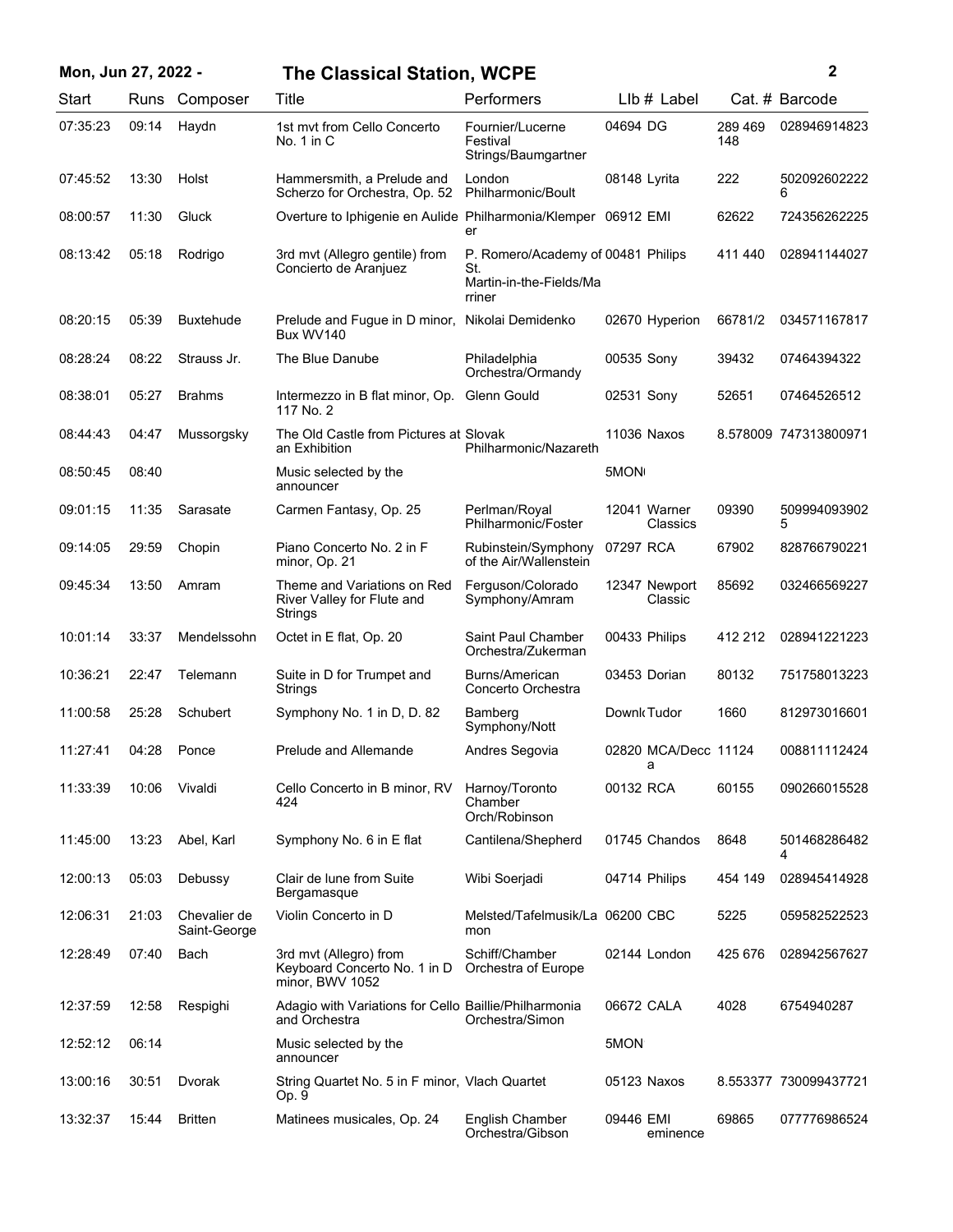**Mon, Jun 27, 2022 - The Classical Station, WCPE**

| Start | Runs | Composer | Title | Performers | Llb # | Label | Cat. # | Barcode |
|---|---|---|---|---|---|---|---|---|
| 07:35:23 | 09:14 | Haydn | 1st mvt from Cello Concerto No. 1 in C | Fournier/Lucerne Festival Strings/Baumgartner | 04694 | DG | 289 469 148 | 028946914823 |
| 07:45:52 | 13:30 | Holst | Hammersmith, a Prelude and Scherzo for Orchestra, Op. 52 | London Philharmonic/Boult | 08148 | Lyrita | 222 | 5020926022226 |
| 08:00:57 | 11:30 | Gluck | Overture to Iphigenie en Aulide | Philharmonia/Klemperer | 06912 | EMI | 62622 | 724356262225 |
| 08:13:42 | 05:18 | Rodrigo | 3rd mvt (Allegro gentile) from Concierto de Aranjuez | P. Romero/Academy of St. Martin-in-the-Fields/Marriner | 00481 | Philips | 411 440 | 028941144027 |
| 08:20:15 | 05:39 | Buxtehude | Prelude and Fugue in D minor, Bux WV140 | Nikolai Demidenko | 02670 | Hyperion | 66781/2 | 034571167817 |
| 08:28:24 | 08:22 | Strauss Jr. | The Blue Danube | Philadelphia Orchestra/Ormandy | 00535 | Sony | 39432 | 07464394322 |
| 08:38:01 | 05:27 | Brahms | Intermezzo in B flat minor, Op. 117 No. 2 | Glenn Gould | 02531 | Sony | 52651 | 07464526512 |
| 08:44:43 | 04:47 | Mussorgsky | The Old Castle from Pictures at an Exhibition | Slovak Philharmonic/Nazareth | 11036 | Naxos | 8.578009 | 747313800971 |
| 08:50:45 | 08:40 | | Music selected by the announcer | | 5MON | | | |
| 09:01:15 | 11:35 | Sarasate | Carmen Fantasy, Op. 25 | Perlman/Royal Philharmonic/Foster | 12041 | Warner Classics | 09390 | 5099940939025 |
| 09:14:05 | 29:59 | Chopin | Piano Concerto No. 2 in F minor, Op. 21 | Rubinstein/Symphony of the Air/Wallenstein | 07297 | RCA | 67902 | 828766790221 |
| 09:45:34 | 13:50 | Amram | Theme and Variations on Red River Valley for Flute and Strings | Ferguson/Colorado Symphony/Amram | 12347 | Newport Classic | 85692 | 032466569227 |
| 10:01:14 | 33:37 | Mendelssohn | Octet in E flat, Op. 20 | Saint Paul Chamber Orchestra/Zukerman | 00433 | Philips | 412 212 | 028941221223 |
| 10:36:21 | 22:47 | Telemann | Suite in D for Trumpet and Strings | Burns/American Concerto Orchestra | 03453 | Dorian | 80132 | 751758013223 |
| 11:00:58 | 25:28 | Schubert | Symphony No. 1 in D, D. 82 | Bamberg Symphony/Nott | Downl | Tudor | 1660 | 812973016601 |
| 11:27:41 | 04:28 | Ponce | Prelude and Allemande | Andres Segovia | 02820 | MCA/Decca | 11124 | 008811112424 |
| 11:33:39 | 10:06 | Vivaldi | Cello Concerto in B minor, RV 424 | Harnoy/Toronto Chamber Orch/Robinson | 00132 | RCA | 60155 | 090266015528 |
| 11:45:00 | 13:23 | Abel, Karl | Symphony No. 6 in E flat | Cantilena/Shepherd | 01745 | Chandos | 8648 | 5014682864824 |
| 12:00:13 | 05:03 | Debussy | Clair de lune from Suite Bergamasque | Wibi Soerjadi | 04714 | Philips | 454 149 | 028945414928 |
| 12:06:31 | 21:03 | Chevalier de Saint-George | Violin Concerto in D | Melsted/Tafelmusik/Lamon | 06200 | CBC | 5225 | 059582522523 |
| 12:28:49 | 07:40 | Bach | 3rd mvt (Allegro) from Keyboard Concerto No. 1 in D minor, BWV 1052 | Schiff/Chamber Orchestra of Europe | 02144 | London | 425 676 | 028942567627 |
| 12:37:59 | 12:58 | Respighi | Adagio with Variations for Cello and Orchestra | Baillie/Philharmonia Orchestra/Simon | 06672 | CALA | 4028 | 6754940287 |
| 12:52:12 | 06:14 | | Music selected by the announcer | | 5MON | | | |
| 13:00:16 | 30:51 | Dvorak | String Quartet No. 5 in F minor, Op. 9 | Vlach Quartet | 05123 | Naxos | 8.553377 | 730099437721 |
| 13:32:37 | 15:44 | Britten | Matinees musicales, Op. 24 | English Chamber Orchestra/Gibson | 09446 | EMI eminence | 69865 | 077776986524 |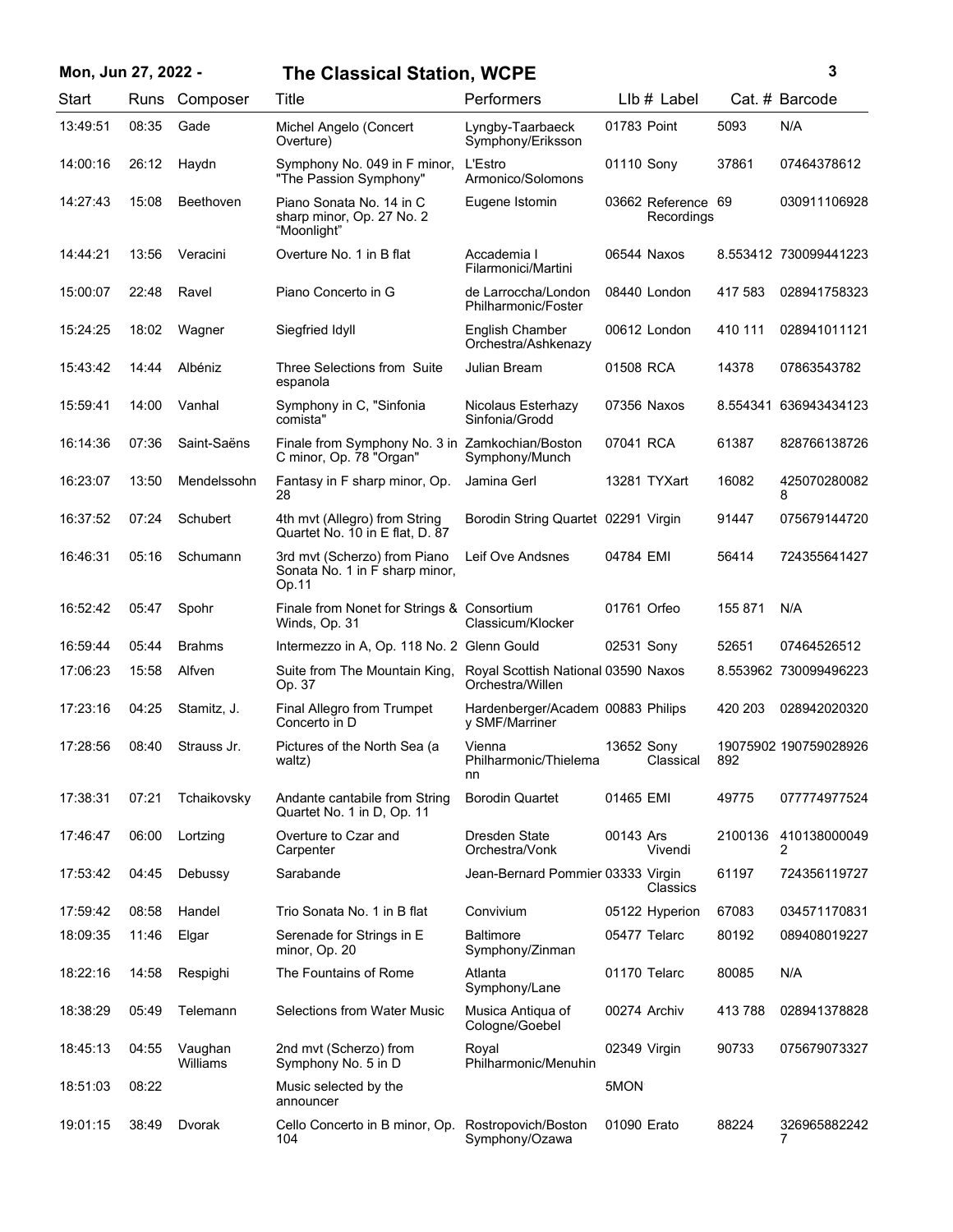## Mon, Jun 27, 2022 - The Classical Station, WCPE

| Start | Runs | Composer | Title | Performers | LIb # | Label | Cat. # | Barcode |
|---|---|---|---|---|---|---|---|---|
| 13:49:51 | 08:35 | Gade | Michel Angelo (Concert Overture) | Lyngby-Taarbaeck Symphony/Eriksson | 01783 | Point | 5093 | N/A |
| 14:00:16 | 26:12 | Haydn | Symphony No. 049 in F minor, "The Passion Symphony" | L'Estro Armonico/Solomons | 01110 | Sony | 37861 | 07464378612 |
| 14:27:43 | 15:08 | Beethoven | Piano Sonata No. 14 in C sharp minor, Op. 27 No. 2 "Moonlight" | Eugene Istomin | 03662 | Reference Recordings | 69 | 030911106928 |
| 14:44:21 | 13:56 | Veracini | Overture No. 1 in B flat | Accademia I Filarmonici/Martini | 06544 | Naxos | 8.553412 | 730099441223 |
| 15:00:07 | 22:48 | Ravel | Piano Concerto in G | de Larroccha/London Philharmonic/Foster | 08440 | London | 417 583 | 028941758323 |
| 15:24:25 | 18:02 | Wagner | Siegfried Idyll | English Chamber Orchestra/Ashkenazy | 00612 | London | 410 111 | 028941011121 |
| 15:43:42 | 14:44 | Albéniz | Three Selections from Suite espanola | Julian Bream | 01508 | RCA | 14378 | 07863543782 |
| 15:59:41 | 14:00 | Vanhal | Symphony in C, "Sinfonia comista" | Nicolaus Esterhazy Sinfonia/Grodd | 07356 | Naxos | 8.554341 | 636943434123 |
| 16:14:36 | 07:36 | Saint-Saëns | Finale from Symphony No. 3 in C minor, Op. 78 "Organ" | Zamkochian/Boston Symphony/Munch | 07041 | RCA | 61387 | 828766138726 |
| 16:23:07 | 13:50 | Mendelssohn | Fantasy in F sharp minor, Op. 28 | Jamina Gerl | 13281 | TYXart | 16082 | 4250702800828 |
| 16:37:52 | 07:24 | Schubert | 4th mvt (Allegro) from String Quartet No. 10 in E flat, D. 87 | Borodin String Quartet | 02291 | Virgin | 91447 | 075679144720 |
| 16:46:31 | 05:16 | Schumann | 3rd mvt (Scherzo) from Piano Sonata No. 1 in F sharp minor, Op.11 | Leif Ove Andsnes | 04784 | EMI | 56414 | 724355641427 |
| 16:52:42 | 05:47 | Spohr | Finale from Nonet for Strings & Winds, Op. 31 | Consortium Classicum/Klocker | 01761 | Orfeo | 155 871 | N/A |
| 16:59:44 | 05:44 | Brahms | Intermezzo in A, Op. 118 No. 2 | Glenn Gould | 02531 | Sony | 52651 | 07464526512 |
| 17:06:23 | 15:58 | Alfven | Suite from The Mountain King, Op. 37 | Royal Scottish National Orchestra/Willen | 03590 | Naxos | 8.553962 | 730099496223 |
| 17:23:16 | 04:25 | Stamitz, J. | Final Allegro from Trumpet Concerto in D | Hardenberger/Academy SMF/Marriner | 00883 | Philips | 420 203 | 028942020320 |
| 17:28:56 | 08:40 | Strauss Jr. | Pictures of the North Sea (a waltz) | Vienna Philharmonic/Thielemann | 13652 | Sony Classical | 19075902892 | 190759028926 |
| 17:38:31 | 07:21 | Tchaikovsky | Andante cantabile from String Quartet No. 1 in D, Op. 11 | Borodin Quartet | 01465 | EMI | 49775 | 077774977524 |
| 17:46:47 | 06:00 | Lortzing | Overture to Czar and Carpenter | Dresden State Orchestra/Vonk | 00143 | Ars Vivendi | 2100136 | 4101380000492 |
| 17:53:42 | 04:45 | Debussy | Sarabande | Jean-Bernard Pommier | 03333 | Virgin Classics | 61197 | 724356119727 |
| 17:59:42 | 08:58 | Handel | Trio Sonata No. 1 in B flat | Convivium | 05122 | Hyperion | 67083 | 034571170831 |
| 18:09:35 | 11:46 | Elgar | Serenade for Strings in E minor, Op. 20 | Baltimore Symphony/Zinman | 05477 | Telarc | 80192 | 089408019227 |
| 18:22:16 | 14:58 | Respighi | The Fountains of Rome | Atlanta Symphony/Lane | 01170 | Telarc | 80085 | N/A |
| 18:38:29 | 05:49 | Telemann | Selections from Water Music | Musica Antiqua of Cologne/Goebel | 00274 | Archiv | 413 788 | 028941378828 |
| 18:45:13 | 04:55 | Vaughan Williams | 2nd mvt (Scherzo) from Symphony No. 5 in D | Royal Philharmonic/Menuhin | 02349 | Virgin | 90733 | 075679073327 |
| 18:51:03 | 08:22 | | Music selected by the announcer | | 5MON | | | |
| 19:01:15 | 38:49 | Dvorak | Cello Concerto in B minor, Op. 104 | Rostropovich/Boston Symphony/Ozawa | 01090 | Erato | 88224 | 3269658822427 |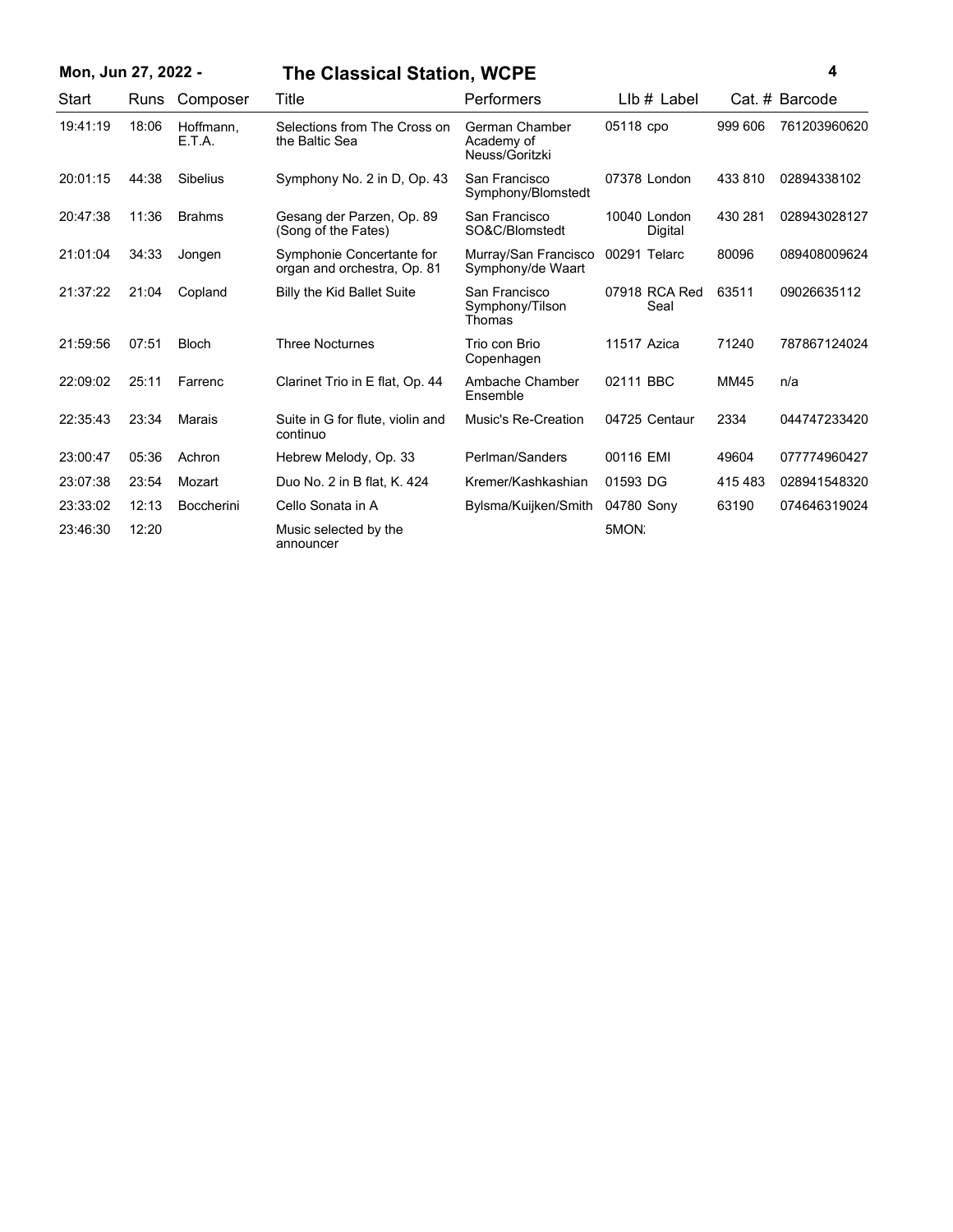# The Classical Station, WCPE

**Mon, Jun 27, 2022 -**

| Start | Runs | Composer | Title | Performers | LIb # | Label | Cat. # | Barcode |
|---|---|---|---|---|---|---|---|---|
| 19:41:19 | 18:06 | Hoffmann, E.T.A. | Selections from The Cross on the Baltic Sea | German Chamber Academy of Neuss/Goritzki | 05118 | cpo | 999 606 | 761203960620 |
| 20:01:15 | 44:38 | Sibelius | Symphony No. 2 in D, Op. 43 | San Francisco Symphony/Blomstedt | 07378 | London | 433 810 | 02894338102 |
| 20:47:38 | 11:36 | Brahms | Gesang der Parzen, Op. 89 (Song of the Fates) | San Francisco SO&C/Blomstedt | 10040 | London Digital | 430 281 | 028943028127 |
| 21:01:04 | 34:33 | Jongen | Symphonie Concertante for organ and orchestra, Op. 81 | Murray/San Francisco Symphony/de Waart | 00291 | Telarc | 80096 | 089408009624 |
| 21:37:22 | 21:04 | Copland | Billy the Kid Ballet Suite | San Francisco Symphony/Tilson Thomas | 07918 | RCA Red Seal | 63511 | 09026635112 |
| 21:59:56 | 07:51 | Bloch | Three Nocturnes | Trio con Brio Copenhagen | 11517 | Azica | 71240 | 787867124024 |
| 22:09:02 | 25:11 | Farrenc | Clarinet Trio in E flat, Op. 44 | Ambache Chamber Ensemble | 02111 | BBC | MM45 | n/a |
| 22:35:43 | 23:34 | Marais | Suite in G for flute, violin and continuo | Music's Re-Creation | 04725 | Centaur | 2334 | 044747233420 |
| 23:00:47 | 05:36 | Achron | Hebrew Melody, Op. 33 | Perlman/Sanders | 00116 | EMI | 49604 | 077774960427 |
| 23:07:38 | 23:54 | Mozart | Duo No. 2 in B flat, K. 424 | Kremer/Kashkashian | 01593 | DG | 415 483 | 028941548320 |
| 23:33:02 | 12:13 | Boccherini | Cello Sonata in A | Bylsma/Kuijken/Smith | 04780 | Sony | 63190 | 074646319024 |
| 23:46:30 | 12:20 | | Music selected by the announcer | | 5MON: | | | |